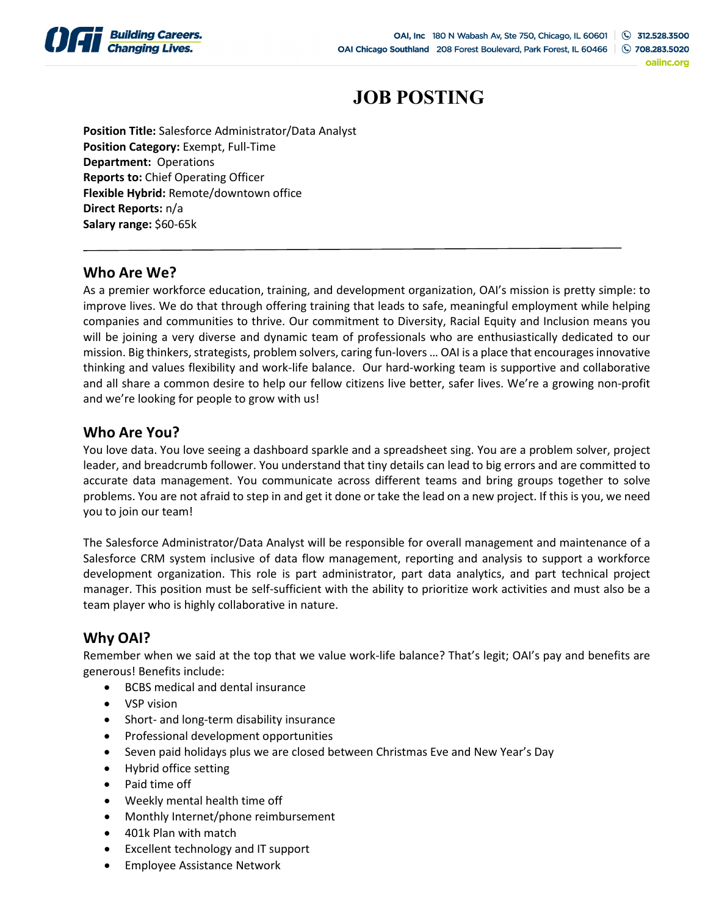# JOB POSTING

**Position Title:** Salesforce Administrator/Data Analyst
**Position Category:** Exempt, Full-Time
**Department:** Operations
**Reports to:** Chief Operating Officer
**Flexible Hybrid:** Remote/downtown office
**Direct Reports:** n/a
**Salary range:** $60-65k

---

## Who Are We?

As a premier workforce education, training, and development organization, OAI's mission is pretty simple: to improve lives. We do that through offering training that leads to safe, meaningful employment while helping companies and communities to thrive. Our commitment to Diversity, Racial Equity and Inclusion means you will be joining a very diverse and dynamic team of professionals who are enthusiastically dedicated to our mission. Big thinkers, strategists, problem solvers, caring fun-lovers … OAI is a place that encourages innovative thinking and values flexibility and work-life balance. Our hard-working team is supportive and collaborative and all share a common desire to help our fellow citizens live better, safer lives. We're a growing non-profit and we're looking for people to grow with us!

## Who Are You?

You love data. You love seeing a dashboard sparkle and a spreadsheet sing. You are a problem solver, project leader, and breadcrumb follower. You understand that tiny details can lead to big errors and are committed to accurate data management. You communicate across different teams and bring groups together to solve problems. You are not afraid to step in and get it done or take the lead on a new project. If this is you, we need you to join our team!

The Salesforce Administrator/Data Analyst will be responsible for overall management and maintenance of a Salesforce CRM system inclusive of data flow management, reporting and analysis to support a workforce development organization. This role is part administrator, part data analytics, and part technical project manager. This position must be self-sufficient with the ability to prioritize work activities and must also be a team player who is highly collaborative in nature.

## Why OAI?

Remember when we said at the top that we value work-life balance? That's legit; OAI's pay and benefits are generous! Benefits include:

- BCBS medical and dental insurance
- VSP vision
- Short- and long-term disability insurance
- Professional development opportunities
- Seven paid holidays plus we are closed between Christmas Eve and New Year's Day
- Hybrid office setting
- Paid time off
- Weekly mental health time off
- Monthly Internet/phone reimbursement
- 401k Plan with match
- Excellent technology and IT support
- Employee Assistance Network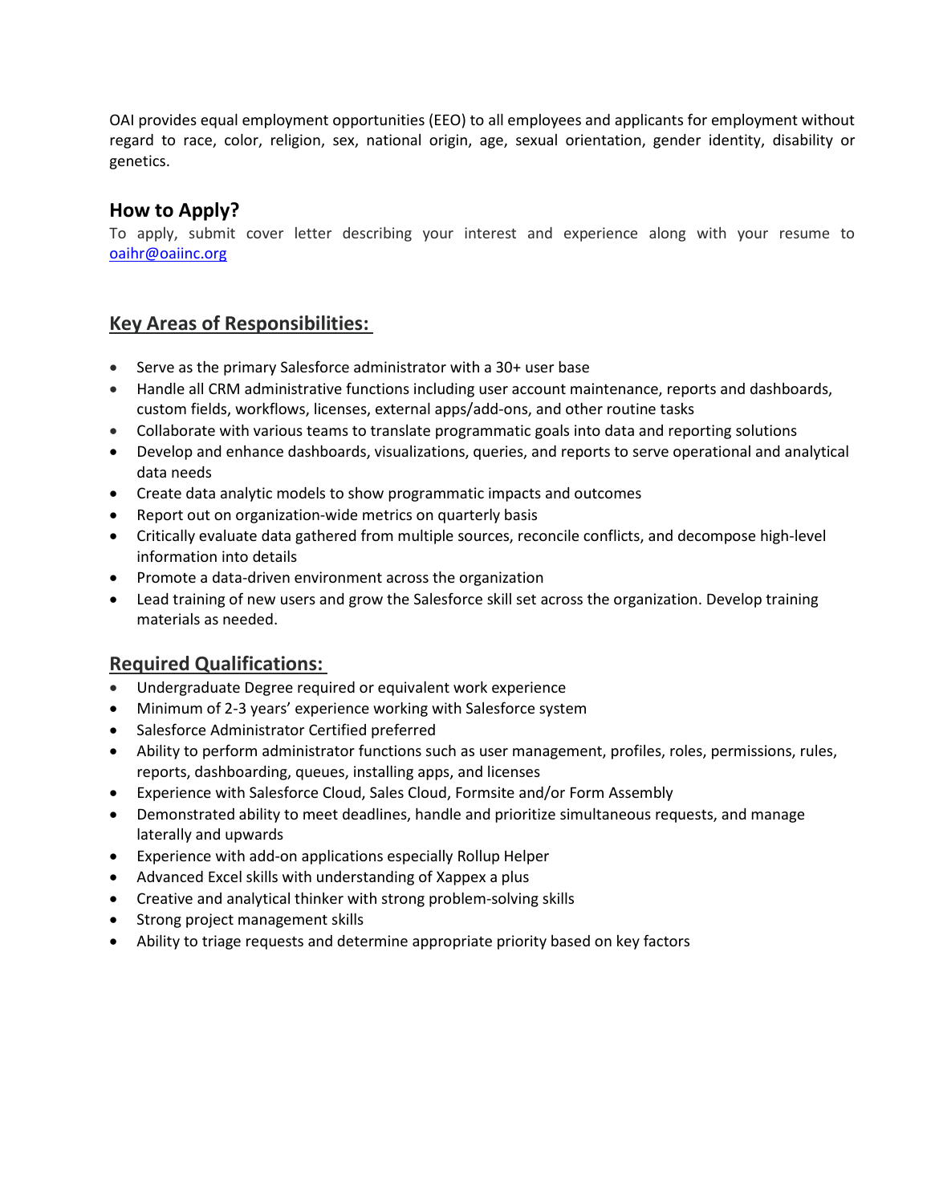OAI provides equal employment opportunities (EEO) to all employees and applicants for employment without regard to race, color, religion, sex, national origin, age, sexual orientation, gender identity, disability or genetics.

## How to Apply?

To apply, submit cover letter describing your interest and experience along with your resume to oaihr@oaiinc.org

## Key Areas of Responsibilities:

- Serve as the primary Salesforce administrator with a 30+ user base
- Handle all CRM administrative functions including user account maintenance, reports and dashboards, custom fields, workflows, licenses, external apps/add-ons, and other routine tasks
- Collaborate with various teams to translate programmatic goals into data and reporting solutions
- Develop and enhance dashboards, visualizations, queries, and reports to serve operational and analytical data needs
- Create data analytic models to show programmatic impacts and outcomes
- Report out on organization-wide metrics on quarterly basis
- Critically evaluate data gathered from multiple sources, reconcile conflicts, and decompose high-level information into details
- Promote a data-driven environment across the organization
- Lead training of new users and grow the Salesforce skill set across the organization. Develop training materials as needed.

## Required Qualifications:

- Undergraduate Degree required or equivalent work experience
- Minimum of 2-3 years' experience working with Salesforce system
- Salesforce Administrator Certified preferred
- Ability to perform administrator functions such as user management, profiles, roles, permissions, rules, reports, dashboarding, queues, installing apps, and licenses
- Experience with Salesforce Cloud, Sales Cloud, Formsite and/or Form Assembly
- Demonstrated ability to meet deadlines, handle and prioritize simultaneous requests, and manage laterally and upwards
- Experience with add-on applications especially Rollup Helper
- Advanced Excel skills with understanding of Xappex a plus
- Creative and analytical thinker with strong problem-solving skills
- Strong project management skills
- Ability to triage requests and determine appropriate priority based on key factors